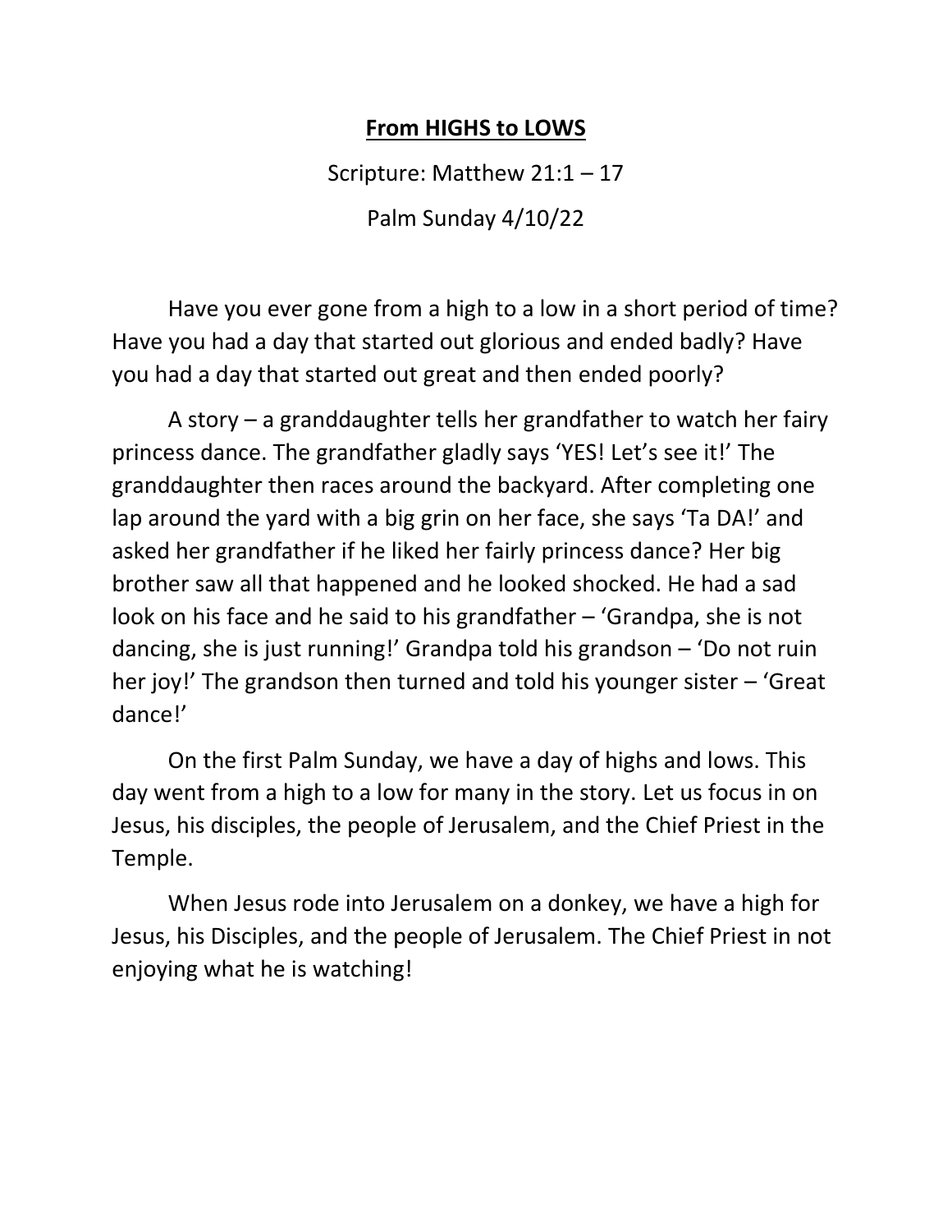# **From HIGHS to LOWS**

Scripture: Matthew 21:1 – 17

Palm Sunday 4/10/22

Have you ever gone from a high to a low in a short period of time? Have you had a day that started out glorious and ended badly? Have you had a day that started out great and then ended poorly?

A story – a granddaughter tells her grandfather to watch her fairy princess dance. The grandfather gladly says 'YES! Let's see it!' The granddaughter then races around the backyard. After completing one lap around the yard with a big grin on her face, she says 'Ta DA!' and asked her grandfather if he liked her fairly princess dance? Her big brother saw all that happened and he looked shocked. He had a sad look on his face and he said to his grandfather – 'Grandpa, she is not dancing, she is just running!' Grandpa told his grandson – 'Do not ruin her joy!' The grandson then turned and told his younger sister – 'Great dance!'

On the first Palm Sunday, we have a day of highs and lows. This day went from a high to a low for many in the story. Let us focus in on Jesus, his disciples, the people of Jerusalem, and the Chief Priest in the Temple.

When Jesus rode into Jerusalem on a donkey, we have a high for Jesus, his Disciples, and the people of Jerusalem. The Chief Priest in not enjoying what he is watching!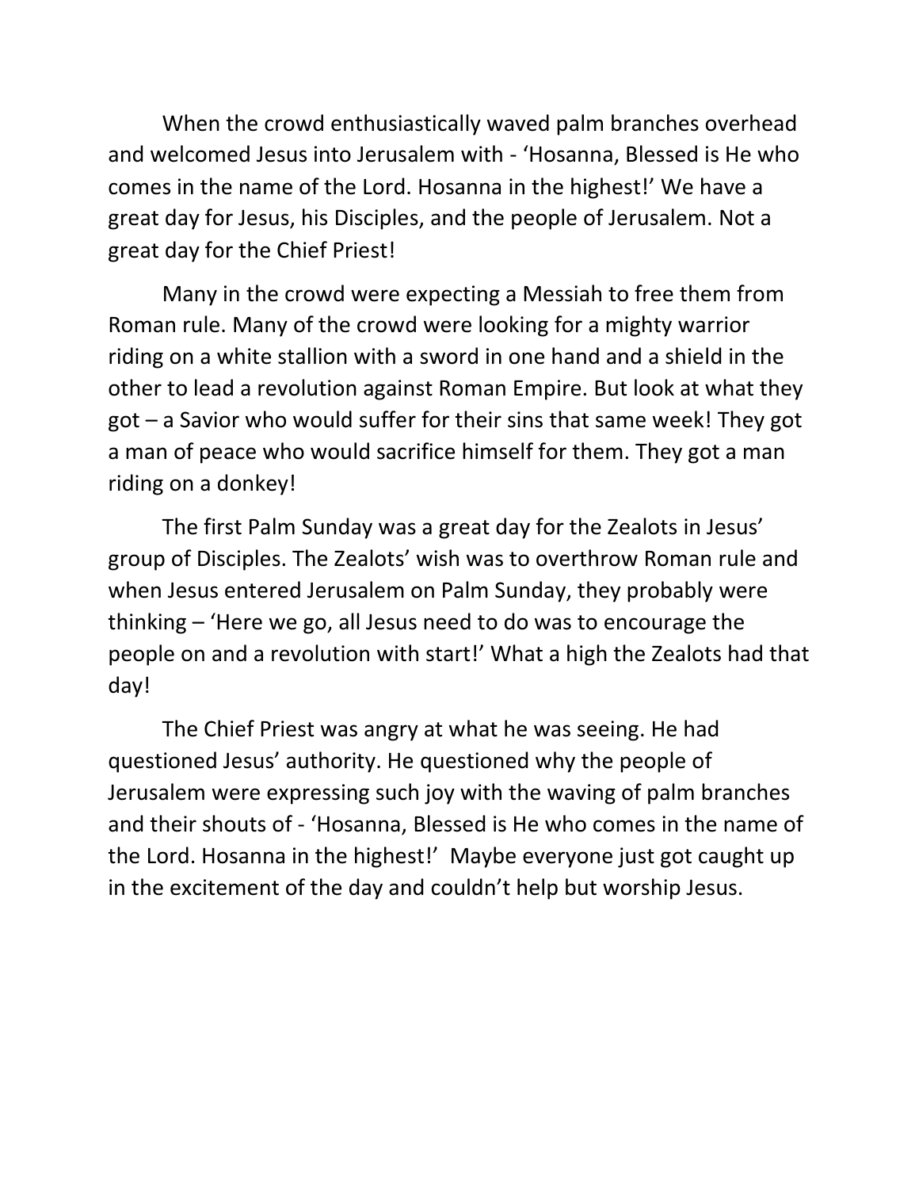When the crowd enthusiastically waved palm branches overhead and welcomed Jesus into Jerusalem with - 'Hosanna, Blessed is He who comes in the name of the Lord. Hosanna in the highest!' We have a great day for Jesus, his Disciples, and the people of Jerusalem. Not a great day for the Chief Priest!

Many in the crowd were expecting a Messiah to free them from Roman rule. Many of the crowd were looking for a mighty warrior riding on a white stallion with a sword in one hand and a shield in the other to lead a revolution against Roman Empire. But look at what they got – a Savior who would suffer for their sins that same week! They got a man of peace who would sacrifice himself for them. They got a man riding on a donkey!

The first Palm Sunday was a great day for the Zealots in Jesus' group of Disciples. The Zealots' wish was to overthrow Roman rule and when Jesus entered Jerusalem on Palm Sunday, they probably were thinking – 'Here we go, all Jesus need to do was to encourage the people on and a revolution with start!' What a high the Zealots had that day!

The Chief Priest was angry at what he was seeing. He had questioned Jesus' authority. He questioned why the people of Jerusalem were expressing such joy with the waving of palm branches and their shouts of - 'Hosanna, Blessed is He who comes in the name of the Lord. Hosanna in the highest!' Maybe everyone just got caught up in the excitement of the day and couldn't help but worship Jesus.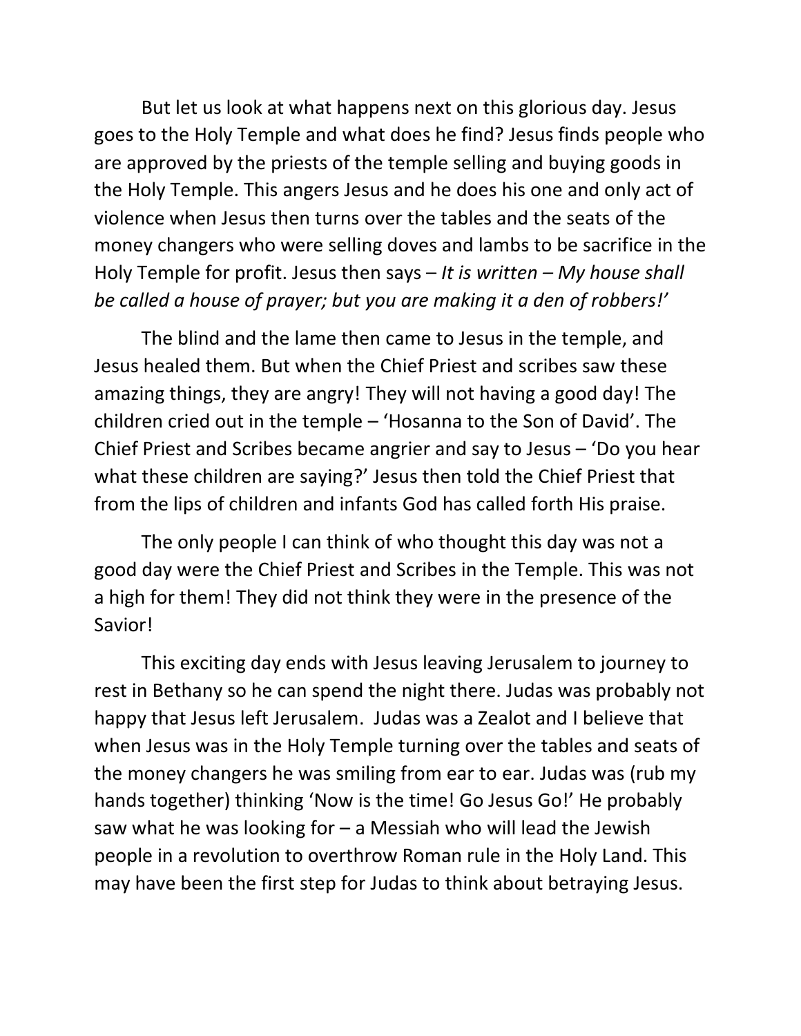But let us look at what happens next on this glorious day. Jesus goes to the Holy Temple and what does he find? Jesus finds people who are approved by the priests of the temple selling and buying goods in the Holy Temple. This angers Jesus and he does his one and only act of violence when Jesus then turns over the tables and the seats of the money changers who were selling doves and lambs to be sacrifice in the Holy Temple for profit. Jesus then says – *It is written – My house shall be called a house of prayer; but you are making it a den of robbers!'*

The blind and the lame then came to Jesus in the temple, and Jesus healed them. But when the Chief Priest and scribes saw these amazing things, they are angry! They will not having a good day! The children cried out in the temple – 'Hosanna to the Son of David'. The Chief Priest and Scribes became angrier and say to Jesus – 'Do you hear what these children are saying?' Jesus then told the Chief Priest that from the lips of children and infants God has called forth His praise.

The only people I can think of who thought this day was not a good day were the Chief Priest and Scribes in the Temple. This was not a high for them! They did not think they were in the presence of the Savior!

This exciting day ends with Jesus leaving Jerusalem to journey to rest in Bethany so he can spend the night there. Judas was probably not happy that Jesus left Jerusalem. Judas was a Zealot and I believe that when Jesus was in the Holy Temple turning over the tables and seats of the money changers he was smiling from ear to ear. Judas was (rub my hands together) thinking 'Now is the time! Go Jesus Go!' He probably saw what he was looking for – a Messiah who will lead the Jewish people in a revolution to overthrow Roman rule in the Holy Land. This may have been the first step for Judas to think about betraying Jesus.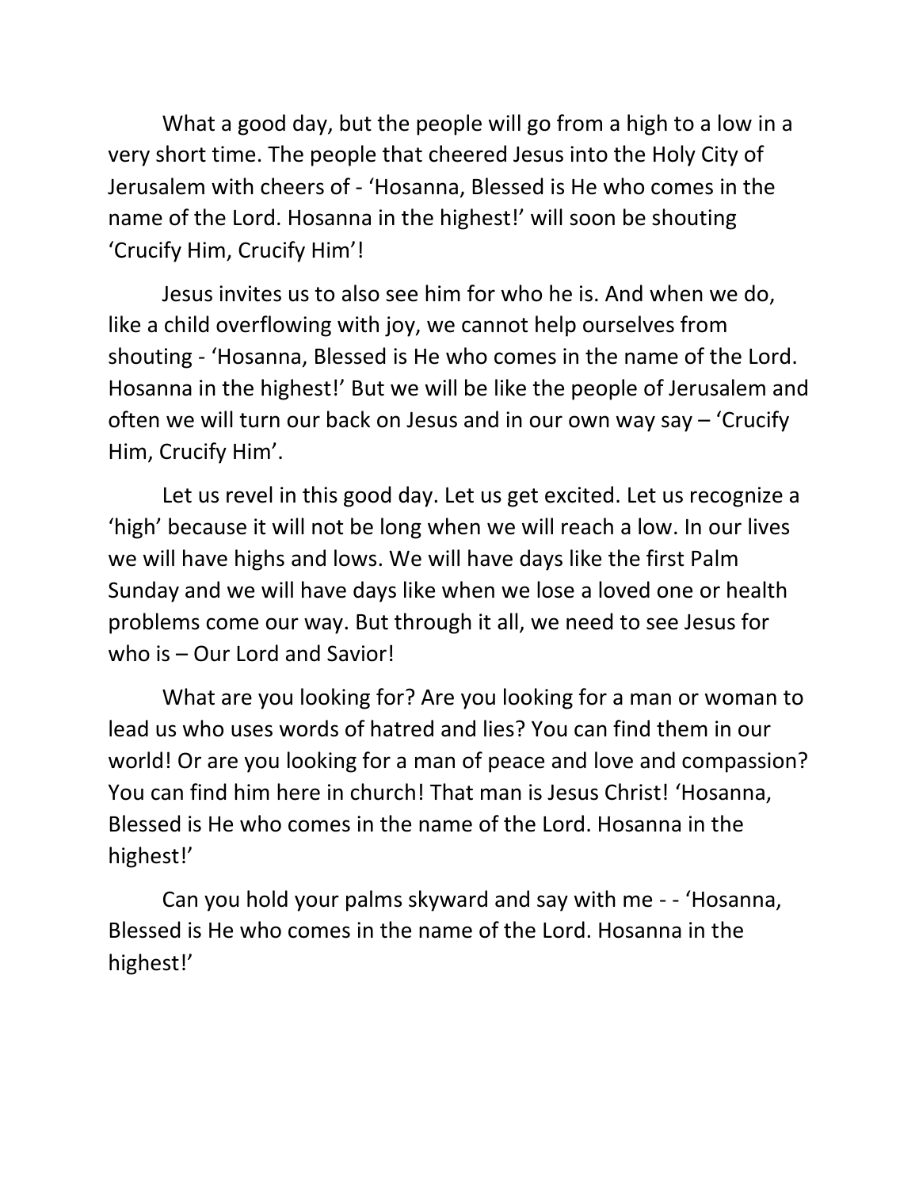What a good day, but the people will go from a high to a low in a very short time. The people that cheered Jesus into the Holy City of Jerusalem with cheers of - 'Hosanna, Blessed is He who comes in the name of the Lord. Hosanna in the highest!' will soon be shouting 'Crucify Him, Crucify Him'!

Jesus invites us to also see him for who he is. And when we do, like a child overflowing with joy, we cannot help ourselves from shouting - 'Hosanna, Blessed is He who comes in the name of the Lord. Hosanna in the highest!' But we will be like the people of Jerusalem and often we will turn our back on Jesus and in our own way say – 'Crucify Him, Crucify Him'.

Let us revel in this good day. Let us get excited. Let us recognize a 'high' because it will not be long when we will reach a low. In our lives we will have highs and lows. We will have days like the first Palm Sunday and we will have days like when we lose a loved one or health problems come our way. But through it all, we need to see Jesus for who is – Our Lord and Savior!

What are you looking for? Are you looking for a man or woman to lead us who uses words of hatred and lies? You can find them in our world! Or are you looking for a man of peace and love and compassion? You can find him here in church! That man is Jesus Christ! 'Hosanna, Blessed is He who comes in the name of the Lord. Hosanna in the highest!'

Can you hold your palms skyward and say with me - - 'Hosanna, Blessed is He who comes in the name of the Lord. Hosanna in the highest!'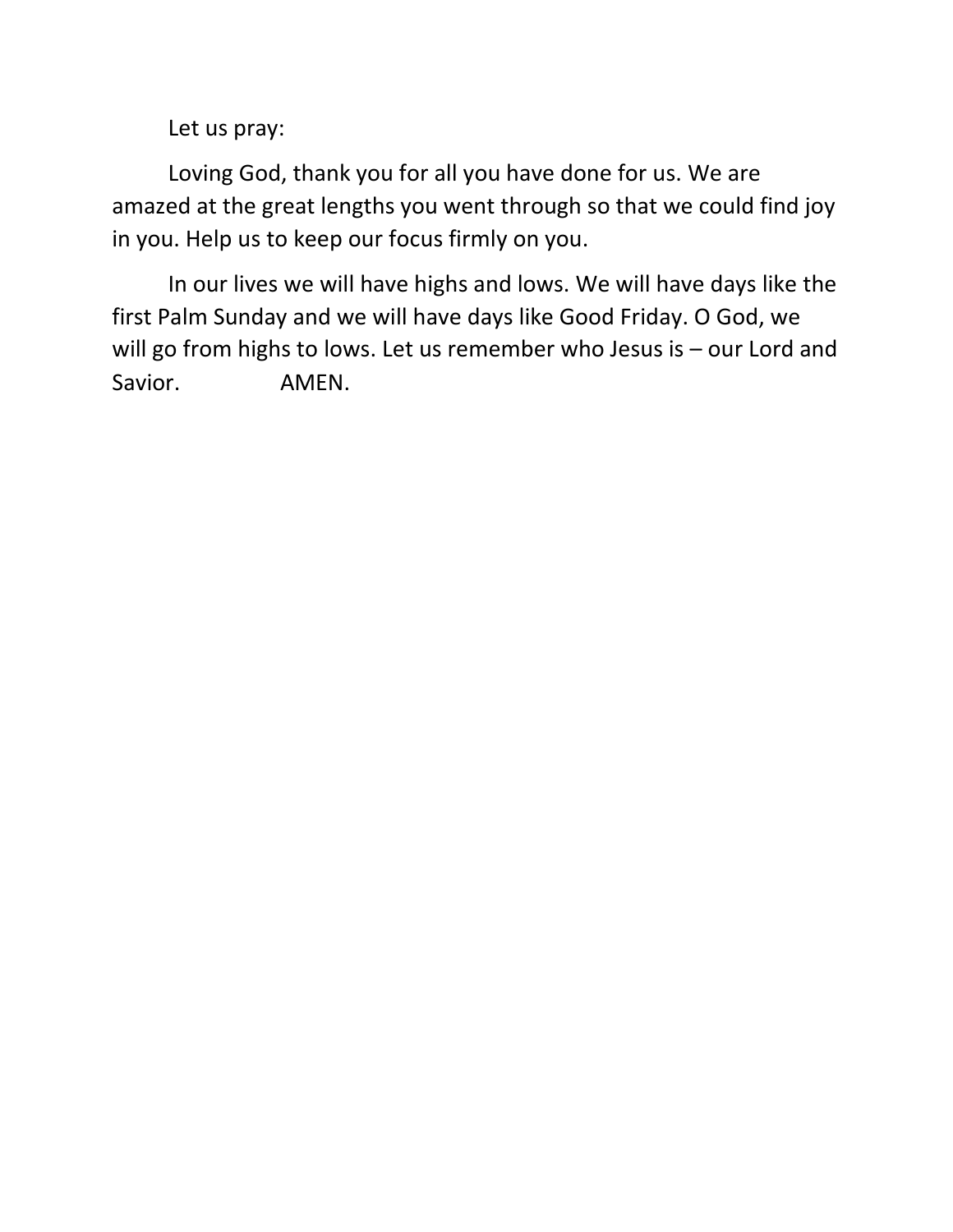Let us pray:

Loving God, thank you for all you have done for us. We are amazed at the great lengths you went through so that we could find joy in you. Help us to keep our focus firmly on you.

In our lives we will have highs and lows. We will have days like the first Palm Sunday and we will have days like Good Friday. O God, we will go from highs to lows. Let us remember who Jesus is – our Lord and Savior. AMEN.